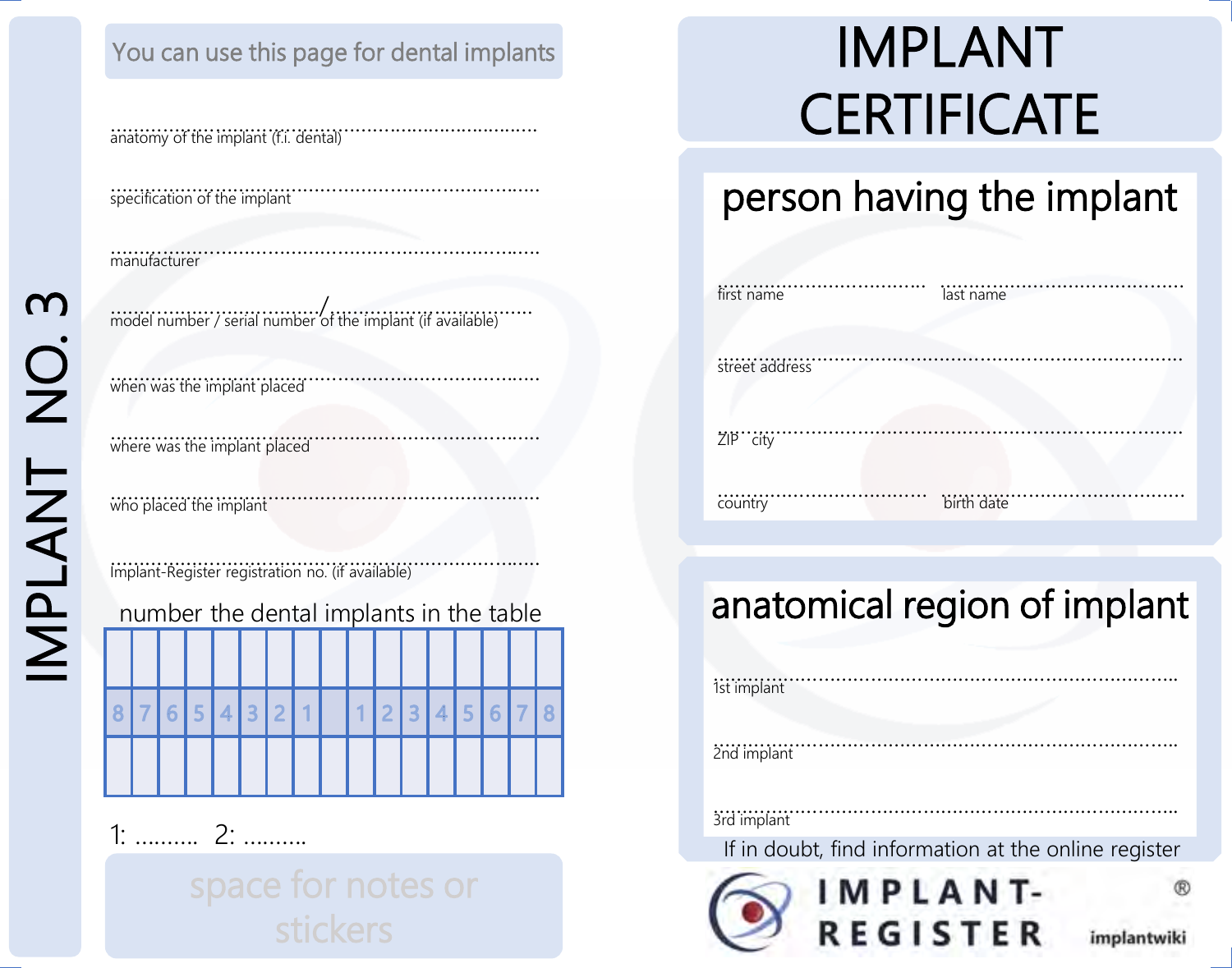# IMPLANT NO. 3

You can use this page for dental implants

........................................................................
anatomy of the implant (f.i. dental)

........................................................................
specification of the implant

........................................................................
manufacturer

................................/..................................
model number / serial number of the implant (if available)

........................................................................
when was the implant placed

........................................................................
where was the implant placed

........................................................................
who placed the implant

........................................................................
Implant-Register registration no. (if available)

number the dental implants in the table

| | | | | | | | | | | | | | | | | |
|---|---|---|---|---|---|---|---|---|---|---|---|---|---|---|---|---|
| 8 | 7 | 6 | 5 | 4 | 3 | 2 | 1 | | 1 | 2 | 3 | 4 | 5 | 6 | 7 | 8 |
| | | | | | | | | | | | | | | | | |

1: .......... 2: ..........

space for notes or stickers

# IMPLANT CERTIFICATE

## person having the implant

.................................... ....................................
first name last name

........................................................................
street address

........................................................................
ZIP city

.................................... ....................................
country birth date

## anatomical region of implant

........................................................................
1st implant

........................................................................
2nd implant

........................................................................
3rd implant

If in doubt, find information at the online register

IMPLANT-REGISTER®

implantwiki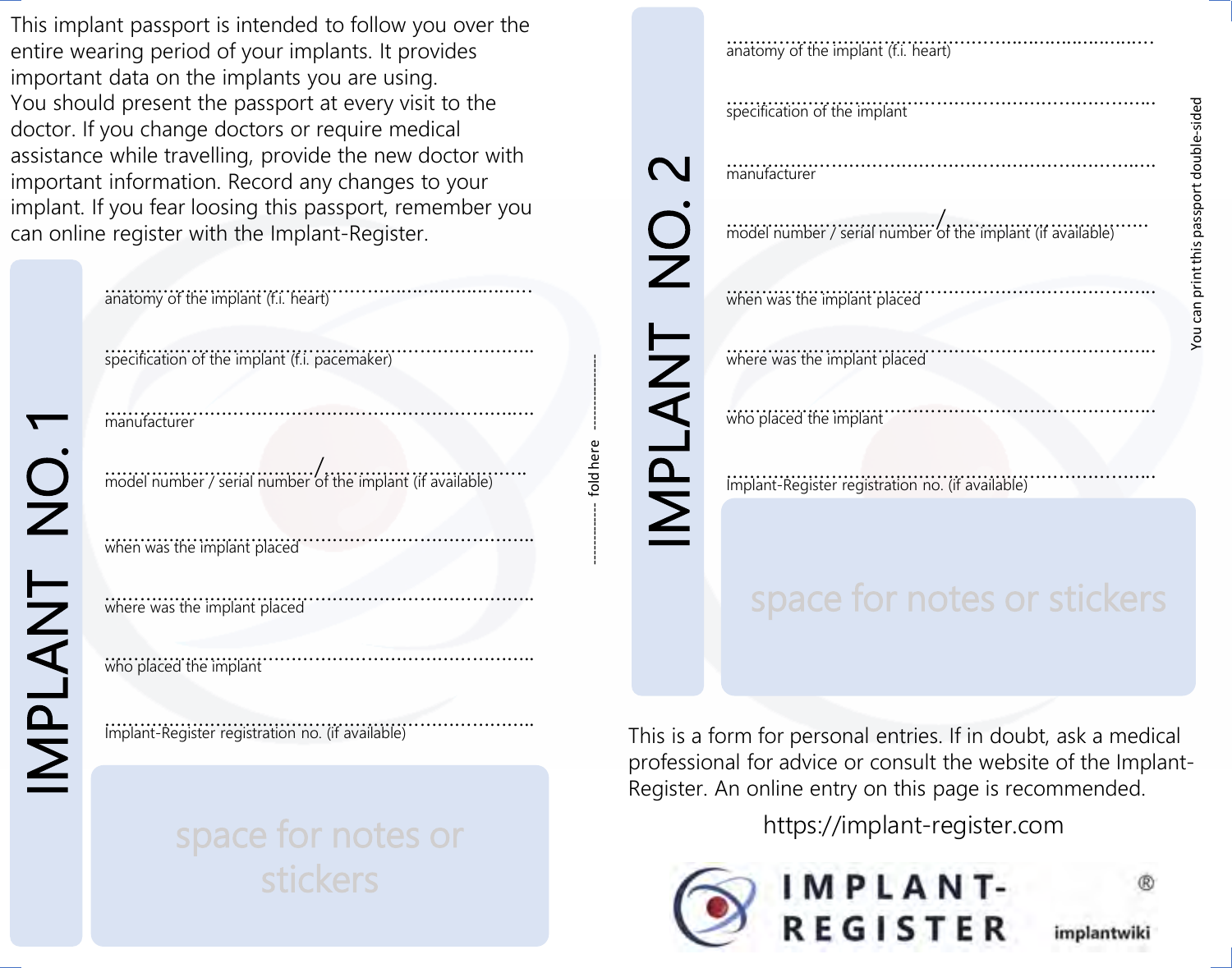This implant passport is intended to follow you over the entire wearing period of your implants. It provides important data on the implants you are using.
You should present the passport at every visit to the doctor. If you change doctors or require medical assistance while travelling, provide the new doctor with important information. Record any changes to your implant. If you fear loosing this passport, remember you can online register with the Implant-Register.

## IMPLANT NO. 1

........................................................................
anatomy of the implant (f.i. heart)

........................................................................
specification of the implant (f.i. pacemaker)

........................................................................
manufacturer

................................./.......................................
model number / serial number of the implant (if available)

........................................................................
when was the implant placed

........................................................................
where was the implant placed

........................................................................
who placed the implant

........................................................................
Implant-Register registration no. (if available)

space for notes or stickers

---------- fold here ----------

## IMPLANT NO. 2

........................................................................
anatomy of the implant (f.i. heart)

........................................................................
specification of the implant

........................................................................
manufacturer

................................./.......................................
model number / serial number of the implant (if available)

........................................................................
when was the implant placed

........................................................................
where was the implant placed

........................................................................
who placed the implant

........................................................................
Implant-Register registration no. (if available)

space for notes or stickers

You can print this passport double-sided

This is a form for personal entries. If in doubt, ask a medical professional for advice or consult the website of the Implant-Register. An online entry on this page is recommended.

https://implant-register.com

IMPLANT-REGISTER ®

implantwiki